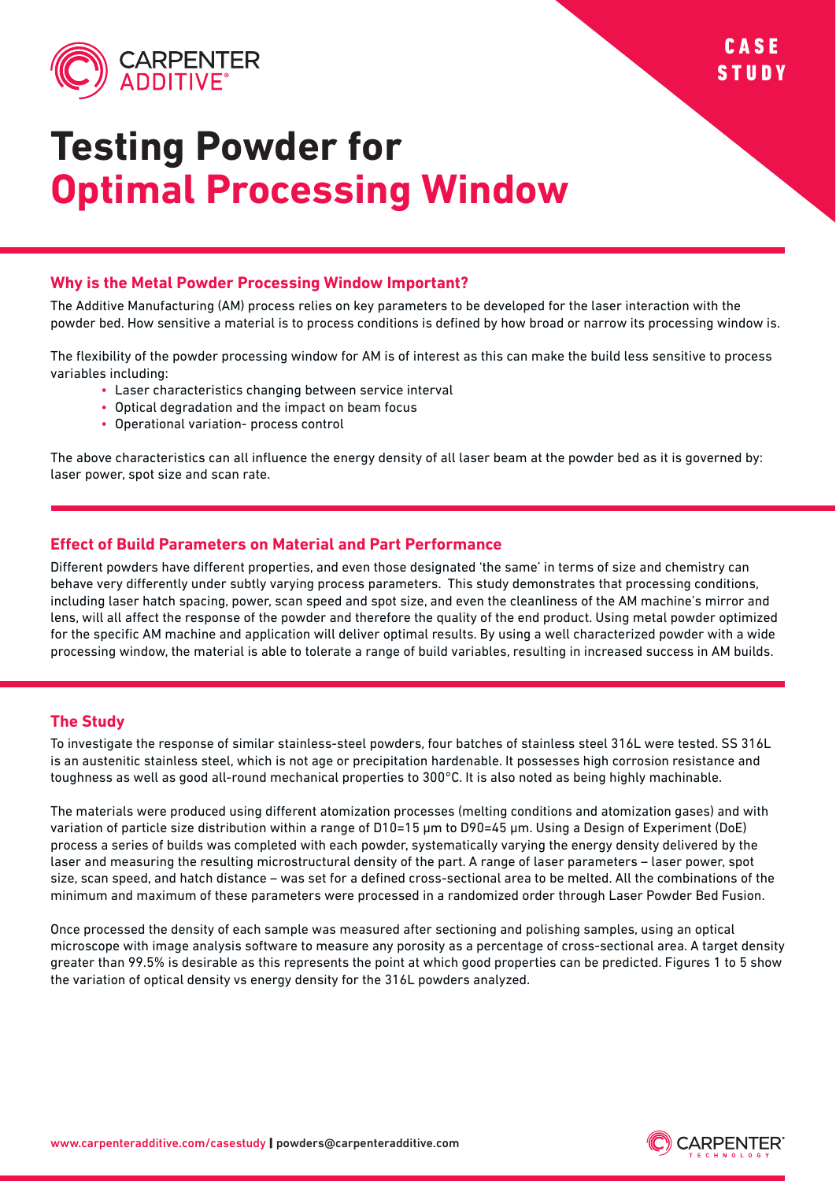# Testing Powder for Optimal Processing Window

## Why is the Metal Powder Processing Window Important?

The Additive Manufacturing (AM) process relies on key parameters to be developed for the laser interaction with the powder bed. How sensitive a material is to process conditions is defined by how broad or narrow its processing window is.

The flexibility of the powder processing window for AM is of interest as this can make the build less sensitive to process variables including:

- Laser characteristics changing between service interval
- Optical degradation and the impact on beam focus
- Operational variation- process control

The above characteristics can all influence the energy density of all laser beam at the powder bed as it is governed by: laser power, spot size and scan rate.

## Effect of Build Parameters on Material and Part Performance

Different powders have different properties, and even those designated 'the same' in terms of size and chemistry can behave very differently under subtly varying process parameters. This study demonstrates that processing conditions, including laser hatch spacing, power, scan speed and spot size, and even the cleanliness of the AM machine's mirror and lens, will all affect the response of the powder and therefore the quality of the end product. Using metal powder optimized for the specific AM machine and application will deliver optimal results. By using a well characterized powder with a wide processing window, the material is able to tolerate a range of build variables, resulting in increased success in AM builds.

## The Study

To investigate the response of similar stainless-steel powders, four batches of stainless steel 316L were tested. SS 316L is an austenitic stainless steel, which is not age or precipitation hardenable. It possesses high corrosion resistance and toughness as well as good all-round mechanical properties to 300°C. It is also noted as being highly machinable.

The materials were produced using different atomization processes (melting conditions and atomization gases) and with variation of particle size distribution within a range of D10=15 µm to D90=45 µm. Using a Design of Experiment (DoE) process a series of builds was completed with each powder, systematically varying the energy density delivered by the laser and measuring the resulting microstructural density of the part. A range of laser parameters – laser power, spot size, scan speed, and hatch distance – was set for a defined cross-sectional area to be melted. All the combinations of the minimum and maximum of these parameters were processed in a randomized order through Laser Powder Bed Fusion.

Once processed the density of each sample was measured after sectioning and polishing samples, using an optical microscope with image analysis software to measure any porosity as a percentage of cross-sectional area. A target density greater than 99.5% is desirable as this represents the point at which good properties can be predicted. Figures 1 to 5 show the variation of optical density vs energy density for the 316L powders analyzed.

www.carpenteradditive.com/casestudy | powders@carpenteradditive.com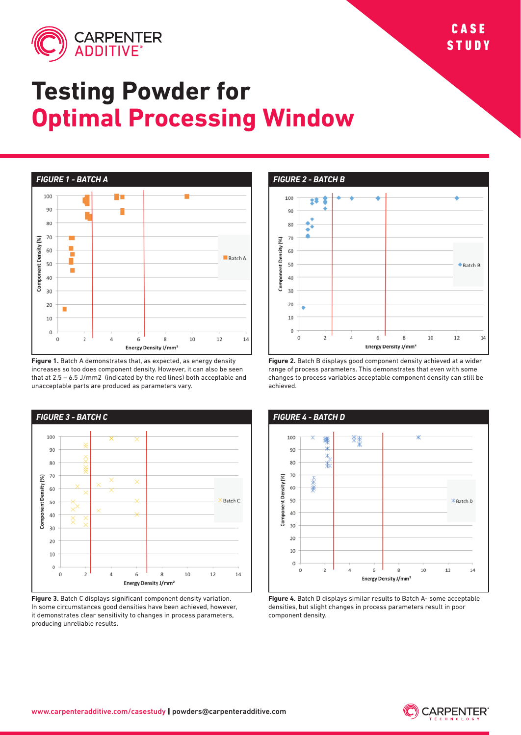# Testing Powder for **Optimal Processing Window**

CASE STUDY

## FIGURE 1 - BATCH A

**Figure 1.** Batch A demonstrates that, as expected, as energy density increases so too does component density. However, it can also be seen that at 2.5 – 6.5 J/mm2 (indicated by the red lines) both acceptable and unacceptable parts are produced as parameters vary.

## FIGURE 2 - BATCH B

**Figure 2.** Batch B displays good component density achieved at a wider range of process parameters. This demonstrates that even with some changes to process variables acceptable component density can still be achieved.

## FIGURE 3 - BATCH C

**Figure 3.** Batch C displays significant component density variation. In some circumstances good densities have been achieved, however, it demonstrates clear sensitivity to changes in process parameters, producing unreliable results.

## FIGURE 4 - BATCH D

**Figure 4.** Batch D displays similar results to Batch A- some acceptable densities, but slight changes in process parameters result in poor component density.

www.carpenteradditive.com/casestudy | powders@carpenteradditive.com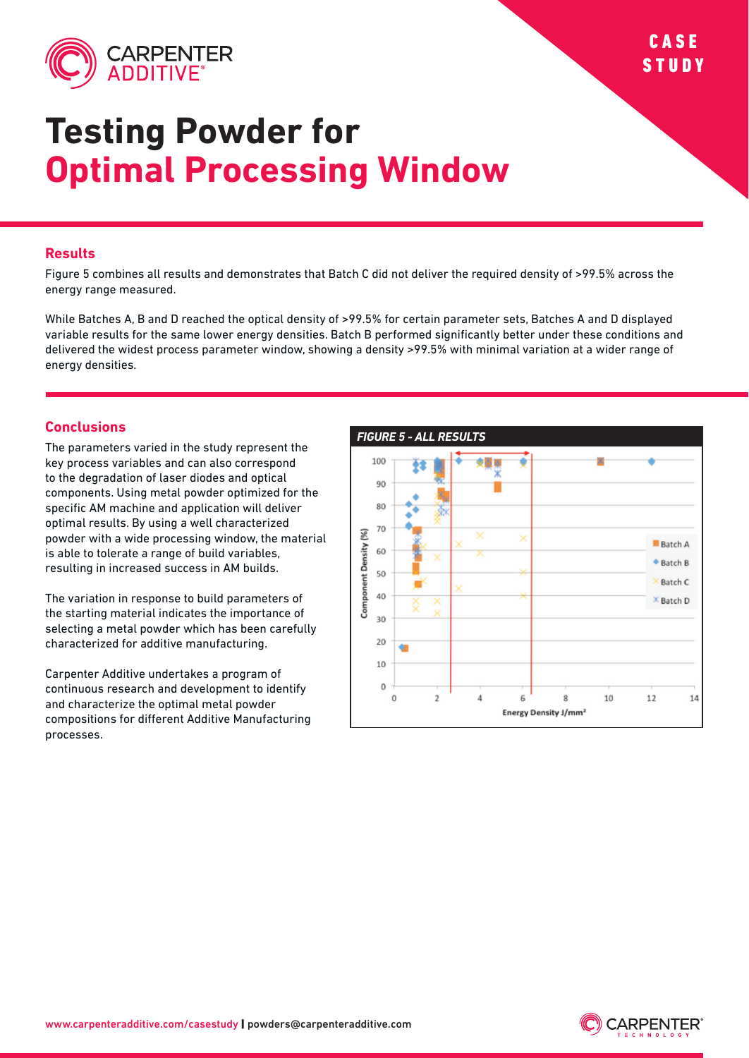# Testing Powder for Optimal Processing Window

## Results

Figure 5 combines all results and demonstrates that Batch C did not deliver the required density of >99.5% across the energy range measured.

While Batches A, B and D reached the optical density of >99.5% for certain parameter sets, Batches A and D displayed variable results for the same lower energy densities. Batch B performed significantly better under these conditions and delivered the widest process parameter window, showing a density >99.5% with minimal variation at a wider range of energy densities.

## Conclusions

The parameters varied in the study represent the key process variables and can also correspond to the degradation of laser diodes and optical components. Using metal powder optimized for the specific AM machine and application will deliver optimal results. By using a well characterized powder with a wide processing window, the material is able to tolerate a range of build variables, resulting in increased success in AM builds.

The variation in response to build parameters of the starting material indicates the importance of selecting a metal powder which has been carefully characterized for additive manufacturing.

Carpenter Additive undertakes a program of continuous research and development to identify and characterize the optimal metal powder compositions for different Additive Manufacturing processes.

*FIGURE 5 - ALL RESULTS*

Component Density (%)

100
90
80
70
60
50
40
30
20
10
0

0 2 4 6 8 10 12 14

Energy Density J/mm²

Batch A
Batch B
Batch C
Batch D

www.carpenteradditive.com/casestudy | powders@carpenteradditive.com